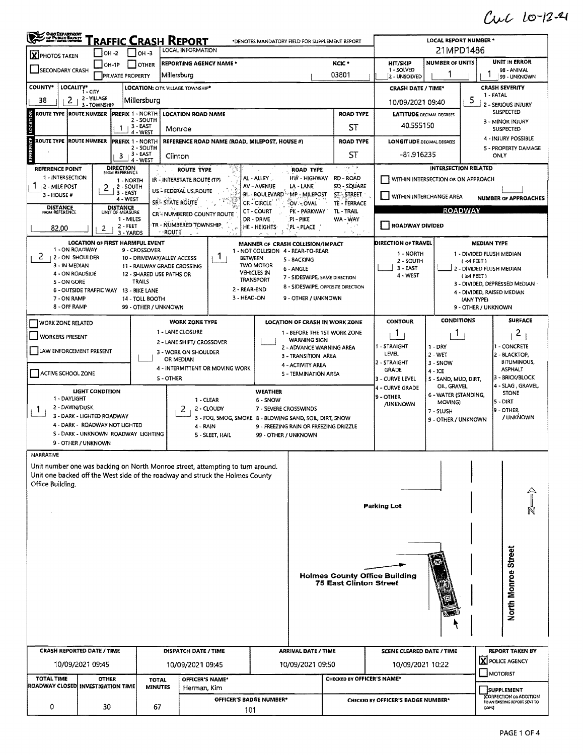Cuc 10-12-21

# TRAFFIC CRASH REPORT

Ohio Department of Public Safety

*DENOTES MANDATORY FIELD FOR SUPPLEMENT REPORT

LOCAL REPORT NUMBER *: 21MPD1486

| Field | Value |
|---|---|
| PHOTOS TAKEN | X |
| REPORTING AGENCY NAME * | Millersburg |
| NCIC * | 03801 |
| HIT/SKIP (1 - SOLVED, 2 - UNSOLVED) | |
| NUMBER OF UNITS | 1 |
| UNIT IN ERROR (98 - ANIMAL, 99 - UNKNOWN) | 1 |
| COUNTY* | 38 |
| LOCALITY* (1 - CITY, 2 - VILLAGE, 3 - TOWNSHIP) | 2 |
| LOCATION: CITY, VILLAGE, TOWNSHIP* | Millersburg |
| CRASH DATE / TIME* | 10/09/2021 09:40 |
| CRASH SEVERITY (1 - FATAL, 2 - SERIOUS INJURY SUSPECTED, 3 - MINOR INJURY SUSPECTED, 4 - INJURY POSSIBLE, 5 - PROPERTY DAMAGE ONLY) | 5 |

## Location

| ROUTE TYPE | ROUTE NUMBER | PREFIX | LOCATION ROAD NAME | ROAD TYPE |
|---|---|---|---|---|
| | | 1 | Monroe | ST |

LATITUDE DECIMAL DEGREES: 40.555150

## Reference

| ROUTE TYPE | ROUTE NUMBER | PREFIX | REFERENCE ROAD NAME (ROAD, MILEPOST, HOUSE #) | ROAD TYPE |
|---|---|---|---|---|
| | | 3 | Clinton | ST |

LONGITUDE DECIMAL DEGREES: -81.916235

| REFERENCE POINT | DIRECTION FROM REFERENCE | DISTANCE FROM REFERENCE | DISTANCE UNIT OF MEASURE |
|---|---|---|---|
| 1 | 2 | 82.00 | 2 |

INTERSECTION RELATED: WITHIN INTERSECTION OR ON APPROACH: ☐ WITHIN INTERCHANGE AREA: ☐ NUMBER OF APPROACHES:

ROADWAY: ROADWAY DIVIDED ☐

| LOCATION OF FIRST HARMFUL EVENT | MANNER OF CRASH COLLISION/IMPACT | DIRECTION OF TRAVEL | MEDIAN TYPE |
|---|---|---|---|
| 2 | 1 | | |

| WORK ZONE RELATED | WORK ZONE TYPE | LOCATION OF CRASH IN WORK ZONE | CONTOUR | CONDITIONS | SURFACE |
|---|---|---|---|---|---|
| ☐ | | | 1 | 1 | 2 |

| LIGHT CONDITION | WEATHER |
|---|---|
| 1 | 2 |

## NARRATIVE

Unit number one was backing on North Monroe street, attempting to turn around. Unit one backed off the West side of the roadway and struck the Holmes County Office Building.

Diagram labels: Parking Lot; Holmes County Office Building 75 East Clinton Street; North Monroe Street; #1; N

| CRASH REPORTED DATE / TIME | DISPATCH DATE / TIME | ARRIVAL DATE / TIME | SCENE CLEARED DATE / TIME | REPORT TAKEN BY |
|---|---|---|---|---|
| 10/09/2021 09:45 | 10/09/2021 09:45 | 10/09/2021 09:50 | 10/09/2021 10:22 | X POLICE AGENCY |

| TOTAL TIME ROADWAY CLOSED | OTHER INVESTIGATION TIME | TOTAL MINUTES | OFFICER'S NAME* | OFFICER'S BADGE NUMBER* | CHECKED BY OFFICER'S NAME* | CHECKED BY OFFICER'S BADGE NUMBER* |
|---|---|---|---|---|---|---|
| 0 | 30 | 67 | Herman, Kim | 101 | | |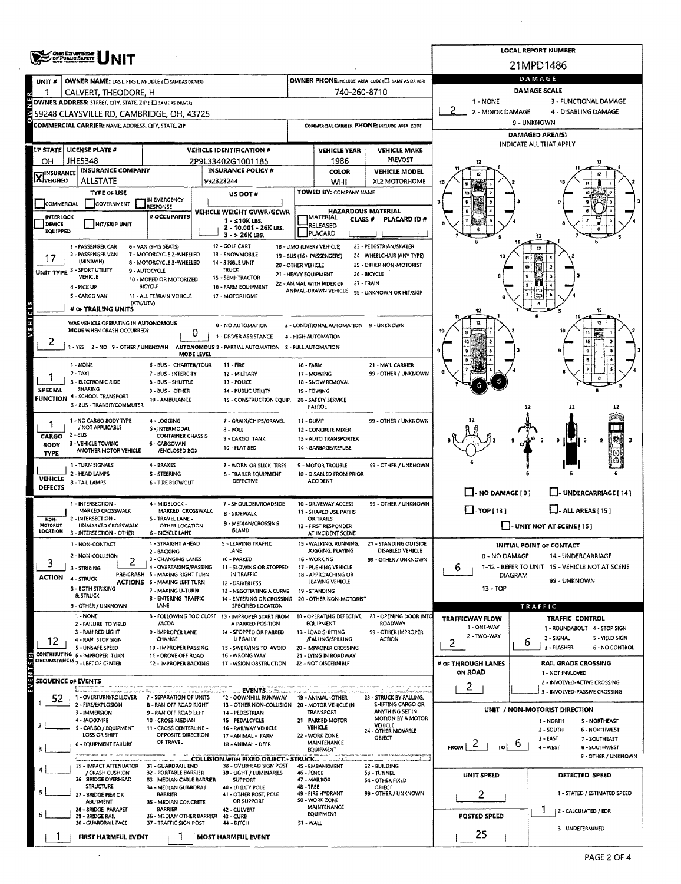# OHIO DEPARTMENT OF PUBLIC SAFETY UNIT

**LOCAL REPORT NUMBER:** 21MPD1486

## OWNER

| UNIT # | OWNER NAME: LAST, FIRST, MIDDLE (☐ SAME AS DRIVER) | OWNER PHONE: INCLUDE AREA CODE (☐ SAME AS DRIVER) |
|---|---|---|
| 1 | CALVERT, THEODORE, H | 740-260-8710 |

**OWNER ADDRESS:** STREET, CITY, STATE, ZIP (☐ SAME AS DRIVER)
59248 CLAYSVILLE RD, CAMBRIDGE, OH, 43725

**COMMERCIAL CARRIER:** NAME, ADDRESS, CITY, STATE, ZIP

**COMMERCIAL CARRIER PHONE:** INCLUDE AREA CODE

## VEHICLE

| LP STATE | LICENSE PLATE # | VEHICLE IDENTIFICATION # | VEHICLE YEAR | VEHICLE MAKE |
|---|---|---|---|---|
| OH | JHE5348 | 2P9L33402G1001185 | 1986 | PREVOST |

| INSURANCE | INSURANCE COMPANY | INSURANCE POLICY # | COLOR | VEHICLE MODEL |
|---|---|---|---|---|
| ☒ VERIFIED | ALLSTATE | 992323244 | WHI | XL2 MOTORHOME |

**TYPE OF USE:** ☐ COMMERCIAL ☐ GOVERNMENT ☐ IN EMERGENCY RESPONSE

**US DOT #:**

**TOWED BY:** COMPANY NAME

☐ INTERLOCK DEVICE EQUIPPED ☐ HIT/SKIP UNIT

**# OCCUPANTS:**

**VEHICLE WEIGHT GVWR/GCWR:** 1 - ≤10K LBS. 2 - 10.001 - 26K LBS. 3 - > 26K LBS.

**HAZARDOUS MATERIAL:** ☐ MATERIAL RELEASED ☐ PLACARD — CLASS # — PLACARD ID #

**UNIT TYPE:** 17
1 - PASSENGER CAR, 2 - PASSENGER VAN (MINIVAN), 3 - SPORT UTILITY VEHICLE, 4 - PICK UP, 5 - CARGO VAN, 6 - VAN (9-15 SEATS), 7 - MOTORCYCLE 2-WHEELED, 8 - MOTORCYCLE 3-WHEELED, 9 - AUTOCYCLE, 10 - MOPED OR MOTORIZED BICYCLE, 11 - ALL TERRAIN VEHICLE (ATV/UTV), 12 - GOLF CART, 13 - SNOWMOBILE, 14 - SINGLE UNIT TRUCK, 15 - SEMI-TRACTOR, 16 - FARM EQUIPMENT, 17 - MOTORHOME, 18 - LIMO (LIVERY VEHICLE), 19 - BUS (16+ PASSENGERS), 20 - OTHER VEHICLE, 21 - HEAVY EQUIPMENT, 22 - ANIMAL WITH RIDER OR ANIMAL-DRAWN VEHICLE, 23 - PEDESTRIAN/SKATER, 24 - WHEELCHAIR (ANY TYPE), 25 - OTHER NON-MOTORIST, 26 - BICYCLE, 27 - TRAIN, 99 - UNKNOWN OR HIT/SKIP

**# OF TRAILING UNITS:**

**WAS VEHICLE OPERATING IN AUTONOMOUS MODE WHEN CRASH OCCURRED?** 2
1 - YES 2 - NO 9 - OTHER / UNKNOWN

**AUTONOMOUS MODE LEVEL:** 0
0 - NO AUTOMATION, 1 - DRIVER ASSISTANCE, 2 - PARTIAL AUTOMATION, 3 - CONDITIONAL AUTOMATION, 4 - HIGH AUTOMATION, 5 - FULL AUTOMATION, 9 - UNKNOWN

**SPECIAL FUNCTION:** 1
1 - NONE, 2 - TAXI, 3 - ELECTRONIC RIDE SHARING, 4 - SCHOOL TRANSPORT, 5 - BUS - TRANSIT/COMMUTER, 6 - BUS - CHARTER/TOUR, 7 - BUS - INTERCITY, 8 - BUS - SHUTTLE, 9 - BUS - OTHER, 10 - AMBULANCE, 11 - FIRE, 12 - MILITARY, 13 - POLICE, 14 - PUBLIC UTILITY, 15 - CONSTRUCTION EQUIP., 16 - FARM, 17 - MOWING, 18 - SNOW REMOVAL, 19 - TOWING, 20 - SAFETY SERVICE PATROL, 21 - MAIL CARRIER, 99 - OTHER / UNKNOWN

**CARGO BODY TYPE:** 1
1 - NO CARGO BODY TYPE / NOT APPLICABLE, 2 - BUS, 3 - VEHICLE TOWING ANOTHER MOTOR VEHICLE, 4 - LOGGING, 5 - INTERMODAL CONTAINER CHASSIS, 6 - CARGOVAN /ENCLOSED BOX, 7 - GRAIN/CHIPS/GRAVEL, 8 - POLE, 9 - CARGO TANK, 10 - FLAT BED, 11 - DUMP, 12 - CONCRETE MIXER, 13 - AUTO TRANSPORTER, 14 - GARBAGE/REFUSE, 99 - OTHER / UNKNOWN

**VEHICLE DEFECTS:**
1 - TURN SIGNALS, 2 - HEAD LAMPS, 3 - TAIL LAMPS, 4 - BRAKES, 5 - STEERING, 6 - TIRE BLOWOUT, 7 - WORN OR SLICK TIRES, 8 - TRAILER EQUIPMENT DEFECTIVE, 9 - MOTOR TROUBLE, 10 - DISABLED FROM PRIOR ACCIDENT, 99 - OTHER / UNKNOWN

**NON-MOTORIST LOCATION:**
1 - INTERSECTION - MARKED CROSSWALK, 2 - INTERSECTION - UNMARKED CROSSWALK, 3 - INTERSECTION - OTHER, 4 - MIDBLOCK - MARKED CROSSWALK, 5 - TRAVEL LANE - OTHER LOCATION, 6 - BICYCLE LANE, 7 - SHOULDER/ROADSIDE, 8 - SIDEWALK, 9 - MEDIAN/CROSSING ISLAND, 10 - DRIVEWAY ACCESS, 11 - SHARED USE PATHS OR TRAILS, 12 - FIRST RESPONDER AT INCIDENT SCENE, 99 - OTHER / UNKNOWN

**ACTION:** 3
1 - NON-CONTACT, 2 - NON-COLLISION, 3 - STRIKING, 4 - STRUCK, 5 - BOTH STRIKING & STRUCK, 9 - OTHER / UNKNOWN

**PRE-CRASH ACTIONS:** 2
1 - STRAIGHT AHEAD, 2 - BACKING, 3 - CHANGING LANES, 4 - OVERTAKING/PASSING, 5 - MAKING RIGHT TURN, 6 - MAKING LEFT TURN, 7 - MAKING U-TURN, 8 - ENTERING TRAFFIC LANE, 9 - LEAVING TRAFFIC LANE, 10 - PARKED, 11 - SLOWING OR STOPPED IN TRAFFIC, 12 - DRIVERLESS, 13 - NEGOTIATING A CURVE, 14 - ENTERING OR CROSSING SPECIFIED LOCATION, 15 - WALKING, RUNNING, JOGGING, PLAYING, 16 - WORKING, 17 - PUSHING VEHICLE, 18 - APPROACHING OR LEAVING VEHICLE, 19 - STANDING, 20 - OTHER NON-MOTORIST, 21 - STANDING OUTSIDE DISABLED VEHICLE, 99 - OTHER / UNKNOWN

**CONTRIBUTING CIRCUMSTANCES:** 12
1 - NONE, 2 - FAILURE TO YIELD, 3 - RAN RED LIGHT, 4 - RAN STOP SIGN, 5 - UNSAFE SPEED, 6 - IMPROPER TURN, 7 - LEFT OF CENTER, 8 - FOLLOWING TOO CLOSE /ACDA, 9 - IMPROPER LANE CHANGE, 10 - IMPROPER PASSING, 11 - DROVE OFF ROAD, 12 - IMPROPER BACKING, 13 - IMPROPER START FROM A PARKED POSITION, 14 - STOPPED OR PARKED ILLEGALLY, 15 - SWERVING TO AVOID, 16 - WRONG WAY, 17 - VISION OBSTRUCTION, 18 - OPERATING DEFECTIVE EQUIPMENT, 19 - LOAD SHIFTING /FALLING/SPILLING, 20 - IMPROPER CROSSING, 21 - LYING IN ROADWAY, 22 - NOT DISCERNIBLE, 23 - OPENING DOOR INTO ROADWAY, 99 - OTHER IMPROPER ACTION

## SEQUENCE OF EVENTS

1. 52
2.
3.
4.
5.
6.

**EVENTS:** 1 - OVERTURN/ROLLOVER, 2 - FIRE/EXPLOSION, 3 - IMMERSION, 4 - JACKKNIFE, 5 - CARGO / EQUIPMENT LOSS OR SHIFT, 6 - EQUIPMENT FAILURE, 7 - SEPARATION OF UNITS, 8 - RAN OFF ROAD RIGHT, 9 - RAN OFF ROAD LEFT, 10 - CROSS MEDIAN, 11 - CROSS CENTERLINE - OPPOSITE DIRECTION OF TRAVEL, 12 - DOWNHILL RUNAWAY, 13 - OTHER NON-COLLISION, 14 - PEDESTRIAN, 15 - PEDALCYCLE, 16 - RAILWAY VEHICLE, 17 - ANIMAL - FARM, 18 - ANIMAL - DEER, 19 - ANIMAL -OTHER, 20 - MOTOR VEHICLE IN TRANSPORT, 21 - PARKED MOTOR VEHICLE, 22 - WORK ZONE MAINTENANCE EQUIPMENT, 23 - STRUCK BY FALLING, SHIFTING CARGO OR ANYTHING SET IN MOTION BY A MOTOR VEHICLE, 24 - OTHER MOVABLE OBJECT

**COLLISION WITH FIXED OBJECT - STRUCK:** 25 - IMPACT ATTENUATOR / CRASH CUSHION, 26 - BRIDGE OVERHEAD STRUCTURE, 27 - BRIDGE PIER OR ABUTMENT, 28 - BRIDGE PARAPET, 29 - BRIDGE RAIL, 30 - GUARDRAIL FACE, 31 - GUARDRAIL END, 32 - PORTABLE BARRIER, 33 - MEDIAN CABLE BARRIER, 34 - MEDIAN GUARDRAIL BARRIER, 35 - MEDIAN CONCRETE BARRIER, 36 - MEDIAN OTHER BARRIER, 37 - TRAFFIC SIGN POST, 38 - OVERHEAD SIGN POST, 39 - LIGHT / LUMINARIES SUPPORT, 40 - UTILITY POLE, 41 - OTHER POST, POLE OR SUPPORT, 42 - CULVERT, 43 - CURB, 44 - DITCH, 45 - EMBANKMENT, 46 - FENCE, 47 - MAILBOX, 48 - TREE, 49 - FIRE HYDRANT, 50 - WORK ZONE MAINTENANCE EQUIPMENT, 51 - WALL, 52 - BUILDING, 53 - TUNNEL, 54 - OTHER FIXED OBJECT, 99 - OTHER / UNKNOWN

**FIRST HARMFUL EVENT:** 1 **MOST HARMFUL EVENT:** 1

## DAMAGE

**DAMAGE SCALE:** 2
1 - NONE, 2 - MINOR DAMAGE, 3 - FUNCTIONAL DAMAGE, 4 - DISABLING DAMAGE, 9 - UNKNOWN

**DAMAGED AREA(S)** — INDICATE ALL THAT APPLY: 5, 6

☐ - NO DAMAGE [ 0 ] ☐ - UNDERCARRIAGE [ 14 ] ☐ - TOP [ 13 ] ☐ - ALL AREAS [ 15 ] ☐ - UNIT NOT AT SCENE [ 16 ]

**INITIAL POINT OF CONTACT:** 6
0 - NO DAMAGE, 1-12 - REFER TO UNIT DIAGRAM, 13 - TOP, 14 - UNDERCARRIAGE, 15 - VEHICLE NOT AT SCENE, 99 - UNKNOWN

## TRAFFIC

**TRAFFICWAY FLOW:** 2
1 - ONE-WAY, 2 - TWO-WAY

**TRAFFIC CONTROL:** 6
1 - ROUNDABOUT, 2 - SIGNAL, 3 - FLASHER, 4 - STOP SIGN, 5 - YIELD SIGN, 6 - NO CONTROL

**# OF THROUGH LANES ON ROAD:** 2

**RAIL GRADE CROSSING:**
1 - NOT INVLOVED, 2 - INVOLVED-ACTIVE CROSSING, 3 - INVOLVED-PASSIVE CROSSING

**UNIT / NON-MOTORIST DIRECTION:** FROM 2 TO 6
1 - NORTH, 2 - SOUTH, 3 - EAST, 4 - WEST, 5 - NORTHEAST, 6 - NORTHWEST, 7 - SOUTHEAST, 8 - SOUTHWEST, 9 - OTHER / UNKNOWN

**UNIT SPEED:** 2

**DETECTED SPEED:** 1
1 - STATED / ESTIMATED SPEED, 2 - CALCULATED / EDR, 3 - UNDETERMINED

**POSTED SPEED:** 25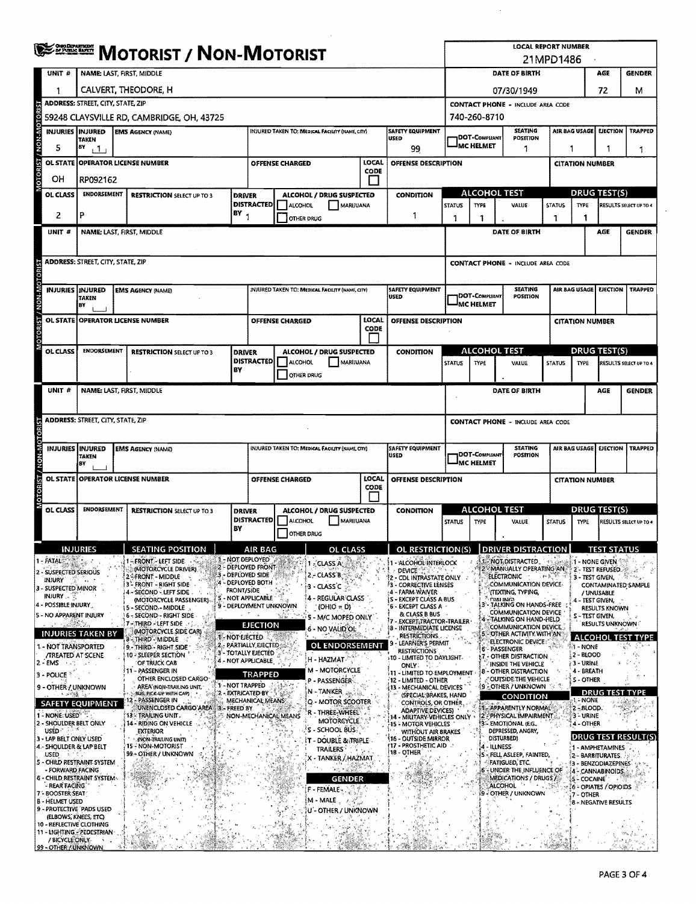# MOTORIST / NON-MOTORIST

**LOCAL REPORT NUMBER:** 21MPD1486

## Unit 1

| UNIT # | NAME: LAST, FIRST, MIDDLE | DATE OF BIRTH | AGE | GENDER |
|---|---|---|---|---|
| 1 | CALVERT, THEODORE, H | 07/30/1949 | 72 | M |

| ADDRESS: STREET, CITY, STATE, ZIP | CONTACT PHONE - INCLUDE AREA CODE |
|---|---|
| 59248 CLAYSVILLE RD, CAMBRIDGE, OH, 43725 | 740-260-8710 |

| INJURIES | INJURED TAKEN BY | EMS AGENCY (NAME) | INJURED TAKEN TO: MEDICAL FACILITY (NAME, CITY) | SAFETY EQUIPMENT USED | DOT-COMPLIANT MC HELMET | SEATING POSITION | AIR BAG USAGE | EJECTION | TRAPPED |
|---|---|---|---|---|---|---|---|---|---|
| 5 | 1 | | | 99 | | 1 | 1 | 1 | 1 |

| OL STATE | OPERATOR LICENSE NUMBER | OFFENSE CHARGED | LOCAL CODE | OFFENSE DESCRIPTION | CITATION NUMBER |
|---|---|---|---|---|---|
| OH | RP092162 | | | | |

| OL CLASS | ENDORSEMENT | RESTRICTION SELECT UP TO 3 | DRIVER DISTRACTED BY | ALCOHOL / DRUG SUSPECTED | CONDITION | ALCOHOL TEST STATUS | ALCOHOL TEST TYPE | ALCOHOL TEST VALUE | DRUG TEST STATUS | DRUG TEST TYPE | DRUG TEST RESULTS SELECT UP TO 4 |
|---|---|---|---|---|---|---|---|---|---|---|---|
| 2 | P | | 1 | ☐ ALCOHOL ☐ MARIJUANA ☐ OTHER DRUG | 1 | 1 | 1 | | 1 | 1 | |

## Unit (blank)

| UNIT # | NAME: LAST, FIRST, MIDDLE | DATE OF BIRTH | AGE | GENDER |
|---|---|---|---|---|
| | | | | |

| ADDRESS: STREET, CITY, STATE, ZIP | CONTACT PHONE - INCLUDE AREA CODE |
|---|---|
| | |

| INJURIES | INJURED TAKEN BY | EMS AGENCY (NAME) | INJURED TAKEN TO: MEDICAL FACILITY (NAME, CITY) | SAFETY EQUIPMENT USED | DOT-COMPLIANT MC HELMET | SEATING POSITION | AIR BAG USAGE | EJECTION | TRAPPED |
|---|---|---|---|---|---|---|---|---|---|
| | | | | | | | | | |

| OL STATE | OPERATOR LICENSE NUMBER | OFFENSE CHARGED | LOCAL CODE | OFFENSE DESCRIPTION | CITATION NUMBER |
|---|---|---|---|---|---|
| | | | | | |

| OL CLASS | ENDORSEMENT | RESTRICTION SELECT UP TO 3 | DRIVER DISTRACTED BY | ALCOHOL / DRUG SUSPECTED | CONDITION | ALCOHOL TEST STATUS | ALCOHOL TEST TYPE | ALCOHOL TEST VALUE | DRUG TEST STATUS | DRUG TEST TYPE | DRUG TEST RESULTS SELECT UP TO 4 |
|---|---|---|---|---|---|---|---|---|---|---|---|
| | | | | ☐ ALCOHOL ☐ MARIJUANA ☐ OTHER DRUG | | | | | | | |

## Unit (blank)

| UNIT # | NAME: LAST, FIRST, MIDDLE | DATE OF BIRTH | AGE | GENDER |
|---|---|---|---|---|
| | | | | |

| ADDRESS: STREET, CITY, STATE, ZIP | CONTACT PHONE - INCLUDE AREA CODE |
|---|---|
| | |

| INJURIES | INJURED TAKEN BY | EMS AGENCY (NAME) | INJURED TAKEN TO: MEDICAL FACILITY (NAME, CITY) | SAFETY EQUIPMENT USED | DOT-COMPLIANT MC HELMET | SEATING POSITION | AIR BAG USAGE | EJECTION | TRAPPED |
|---|---|---|---|---|---|---|---|---|---|
| | | | | | | | | | |

| OL STATE | OPERATOR LICENSE NUMBER | OFFENSE CHARGED | LOCAL CODE | OFFENSE DESCRIPTION | CITATION NUMBER |
|---|---|---|---|---|---|
| | | | | | |

| OL CLASS | ENDORSEMENT | RESTRICTION SELECT UP TO 3 | DRIVER DISTRACTED BY | ALCOHOL / DRUG SUSPECTED | CONDITION | ALCOHOL TEST STATUS | ALCOHOL TEST TYPE | ALCOHOL TEST VALUE | DRUG TEST STATUS | DRUG TEST TYPE | DRUG TEST RESULTS SELECT UP TO 4 |
|---|---|---|---|---|---|---|---|---|---|---|---|
| | | | | ☐ ALCOHOL ☐ MARIJUANA ☐ OTHER DRUG | | | | | | | |

## Codes

**INJURIES**
1 - FATAL
2 - SUSPECTED SERIOUS INJURY
3 - SUSPECTED MINOR INJURY
4 - POSSIBLE INJURY
5 - NO APPARENT INJURY

**INJURIES TAKEN BY**
1 - NOT TRANSPORTED /TREATED AT SCENE
2 - EMS
3 - POLICE
9 - OTHER / UNKNOWN

**SAFETY EQUIPMENT**
1 - NONE USED
2 - SHOULDER BELT ONLY USED
3 - LAP BELT ONLY USED
4 - SHOULDER & LAP BELT USED
5 - CHILD RESTRAINT SYSTEM - FORWARD FACING
6 - CHILD RESTRAINT SYSTEM - REAR FACING
7 - BOOSTER SEAT
8 - HELMET USED
9 - PROTECTIVE PADS USED (ELBOWS, KNEES, ETC)
10 - REFLECTIVE CLOTHING
11 - LIGHTING - PEDESTRIAN / BICYCLE ONLY
99 - OTHER / UNKNOWN

**SEATING POSITION**
1 - FRONT - LEFT SIDE (MOTORCYCLE DRIVER)
2 - FRONT - MIDDLE
3 - FRONT - RIGHT SIDE
4 - SECOND - LEFT SIDE (MOTORCYCLE PASSENGER)
5 - SECOND - MIDDLE
6 - SECOND - RIGHT SIDE
7 - THIRD - LEFT SIDE (MOTORCYCLE SIDE CAR)
8 - THIRD - MIDDLE
9 - THIRD - RIGHT SIDE
10 - SLEEPER SECTION OF TRUCK CAB
11 - PASSENGER IN OTHER ENCLOSED CARGO AREA (NON-TRAILING UNIT, BUS, PICK-UP WITH CAP)
12 - PASSENGER IN UNENCLOSED CARGO AREA
13 - TRAILING UNIT
14 - RIDING ON VEHICLE EXTERIOR (NON-TRAILING UNIT)
15 - NON-MOTORIST
99 - OTHER / UNKNOWN

**AIR BAG**
1 - NOT DEPLOYED
2 - DEPLOYED FRONT
3 - DEPLOYED SIDE
4 - DEPLOYED BOTH FRONT/SIDE
5 - NOT APPLICABLE
9 - DEPLOYMENT UNKNOWN

**EJECTION**
1 - NOT EJECTED
2 - PARTIALLY EJECTED
3 - TOTALLY EJECTED
4 - NOT APPLICABLE

**TRAPPED**
1 - NOT TRAPPED
2 - EXTRICATED BY MECHANICAL MEANS
3 - FREED BY NON-MECHANICAL MEANS

**OL CLASS**
1 - CLASS A
2 - CLASS B
3 - CLASS C
4 - REGULAR CLASS (OHIO = D)
5 - M/C MOPED ONLY
6 - NO VALID OL

**OL ENDORSEMENT**
H - HAZMAT
M - MOTORCYCLE
P - PASSENGER
N - TANKER
Q - MOTOR SCOOTER
R - THREE-WHEEL MOTORCYCLE
S - SCHOOL BUS
T - DOUBLE & TRIPLE TRAILERS
X - TANKER / HAZMAT

**GENDER**
F - FEMALE
M - MALE
U - OTHER / UNKNOWN

**OL RESTRICTION(S)**
1 - ALCOHOL INTERLOCK DEVICE
2 - CDL INTRASTATE ONLY
3 - CORRECTIVE LENSES
4 - FARM WAIVER
5 - EXCEPT CLASS A BUS
6 - EXCEPT CLASS A & CLASS B BUS
7 - EXCEPT TRACTOR-TRAILER
8 - INTERMEDIATE LICENSE RESTRICTIONS
9 - LEARNER'S PERMIT RESTRICTIONS
10 - LIMITED TO DAYLIGHT ONLY
11 - LIMITED TO EMPLOYMENT
12 - LIMITED - OTHER
13 - MECHANICAL DEVICES (SPECIAL BRAKES, HAND CONTROLS, OR OTHER ADAPTIVE DEVICES)
14 - MILITARY VEHICLES ONLY
15 - MOTOR VEHICLES WITHOUT AIR BRAKES
16 - OUTSIDE MIRROR
17 - PROSTHETIC AID
18 - OTHER

**DRIVER DISTRACTION**
1 - NOT DISTRACTED
2 - MANUALLY OPERATING AN ELECTRONIC COMMUNICATION DEVICE (TEXTING, TYPING, DIALING)
3 - TALKING ON HANDS-FREE COMMUNICATION DEVICE
4 - TALKING ON HAND-HELD COMMUNICATION DEVICE
5 - OTHER ACTIVITY WITH AN ELECTRONIC DEVICE
6 - PASSENGER
7 - OTHER DISTRACTION INSIDE THE VEHICLE
8 - OTHER DISTRACTION OUTSIDE THE VEHICLE
9 - OTHER / UNKNOWN

**CONDITION**
1 - APPARENTLY NORMAL
2 - PHYSICAL IMPAIRMENT
3 - EMOTIONAL (E.G., DEPRESSED, ANGRY, DISTURBED)
4 - ILLNESS
5 - FELL ASLEEP, FAINTED, FATIGUED, ETC.
6 - UNDER THE INFLUENCE OF MEDICATIONS / DRUGS / ALCOHOL
9 - OTHER / UNKNOWN

**TEST STATUS**
1 - NONE GIVEN
2 - TEST REFUSED
3 - TEST GIVEN, CONTAMINATED SAMPLE / UNUSABLE
4 - TEST GIVEN, RESULTS KNOWN
5 - TEST GIVEN, RESULTS UNKNOWN

**ALCOHOL TEST TYPE**
1 - NONE
2 - BLOOD
3 - URINE
4 - BREATH
5 - OTHER

**DRUG TEST TYPE**
1 - NONE
2 - BLOOD
3 - URINE
4 - OTHER

**DRUG TEST RESULT(S)**
1 - AMPHETAMINES
2 - BARBITURATES
3 - BENZODIAZEPINES
4 - CANNABINOIDS
5 - COCAINE
6 - OPIATES / OPIOIDS
7 - OTHER
8 - NEGATIVE RESULTS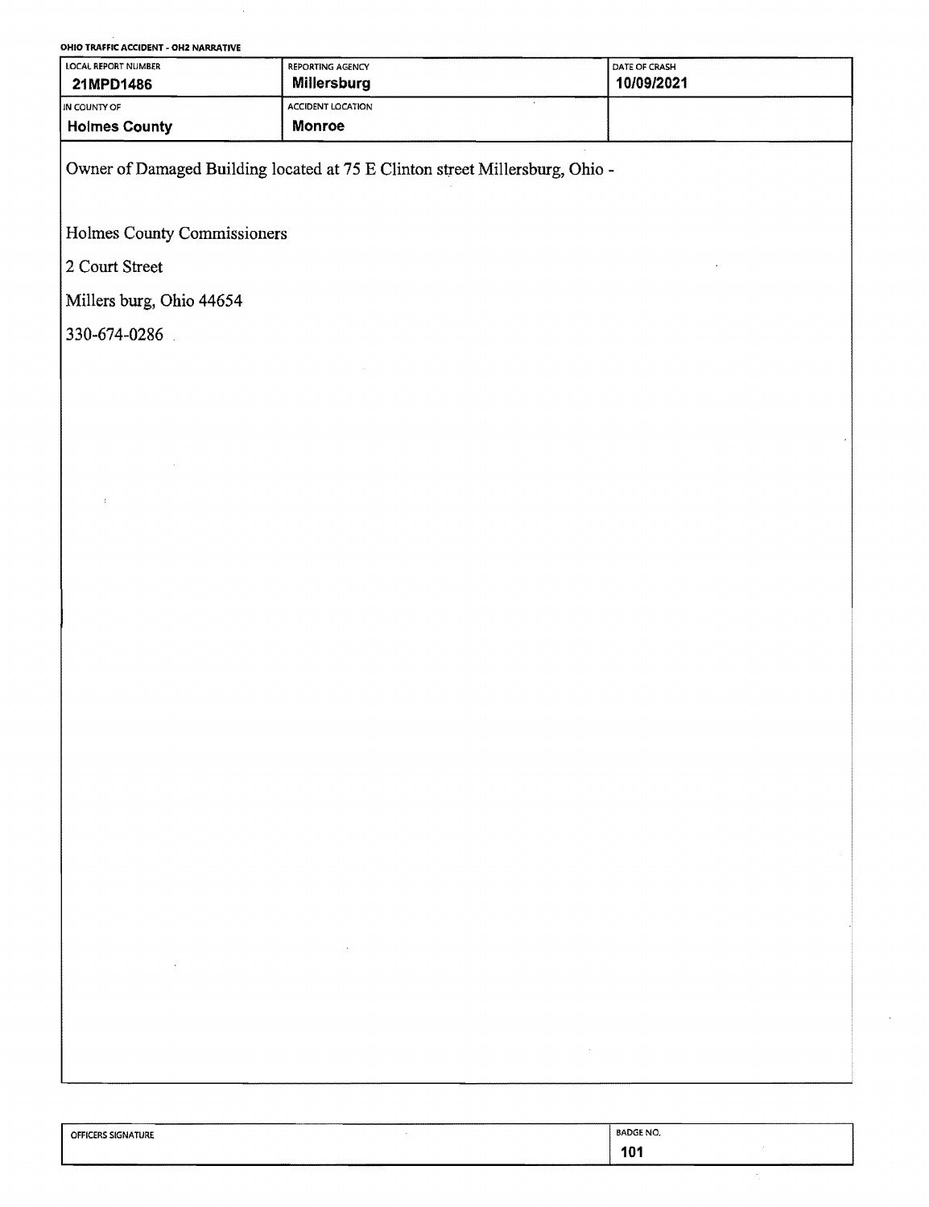**OHIO TRAFFIC ACCIDENT - OH2 NARRATIVE**

| LOCAL REPORT NUMBER | REPORTING AGENCY | DATE OF CRASH |
|---|---|---|
| 21MPD1486 | Millersburg | 10/09/2021 |
| IN COUNTY OF | ACCIDENT LOCATION | |
| Holmes County | Monroe | |

Owner of Damaged Building located at 75 E Clinton street Millersburg, Ohio -

Holmes County Commissioners

2 Court Street

Millers burg, Ohio 44654

330-674-0286

| OFFICERS SIGNATURE | BADGE NO. |
|---|---|
| | 101 |